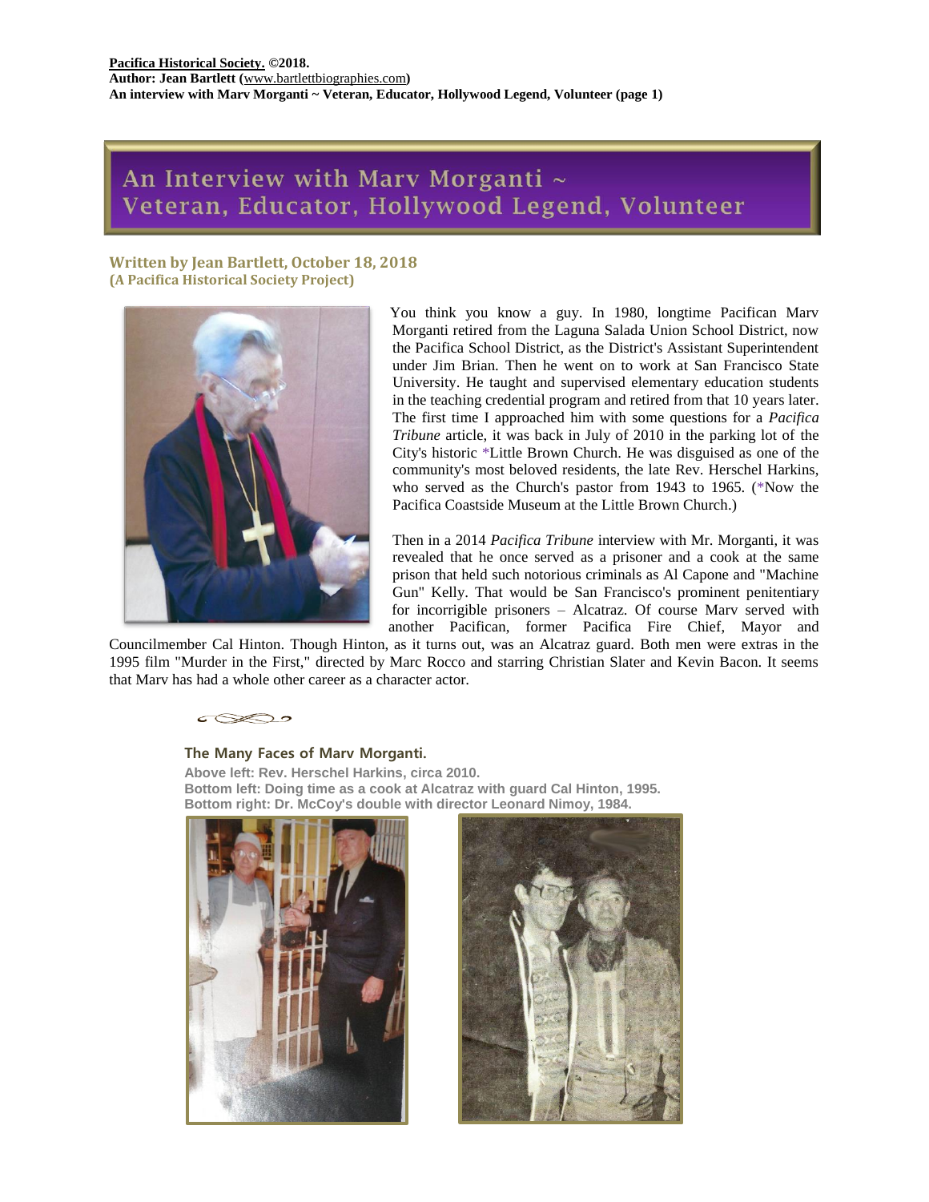**Pacifica Historical Society. ©2018.**
**Author: Jean Bartlett (www.bartlettbiographies.com)**
**An interview with Marv Morganti ~ Veteran, Educator, Hollywood Legend, Volunteer (page 1)**

# An Interview with Marv Morganti ~ Veteran, Educator, Hollywood Legend, Volunteer

**Written by Jean Bartlett, October 18, 2018**
**(A Pacifica Historical Society Project)**

You think you know a guy. In 1980, longtime Pacifican Marv Morganti retired from the Laguna Salada Union School District, now the Pacifica School District, as the District's Assistant Superintendent under Jim Brian. Then he went on to work at San Francisco State University. He taught and supervised elementary education students in the teaching credential program and retired from that 10 years later. The first time I approached him with some questions for a *Pacifica Tribune* article, it was back in July of 2010 in the parking lot of the City's historic *Little Brown Church. He was disguised as one of the community's most beloved residents, the late Rev. Herschel Harkins, who served as the Church's pastor from 1943 to 1965. (*Now the Pacifica Coastside Museum at the Little Brown Church.)

Then in a 2014 *Pacifica Tribune* interview with Mr. Morganti, it was revealed that he once served as a prisoner and a cook at the same prison that held such notorious criminals as Al Capone and "Machine Gun" Kelly. That would be San Francisco's prominent penitentiary for incorrigible prisoners – Alcatraz. Of course Marv served with another Pacifican, former Pacifica Fire Chief, Mayor and Councilmember Cal Hinton. Though Hinton, as it turns out, was an Alcatraz guard. Both men were extras in the 1995 film "Murder in the First," directed by Marc Rocco and starring Christian Slater and Kevin Bacon. It seems that Marv has had a whole other career as a character actor.

**The Many Faces of Marv Morganti.**

**Above left: Rev. Herschel Harkins, circa 2010.**
**Bottom left: Doing time as a cook at Alcatraz with guard Cal Hinton, 1995.**
**Bottom right: Dr. McCoy's double with director Leonard Nimoy, 1984.**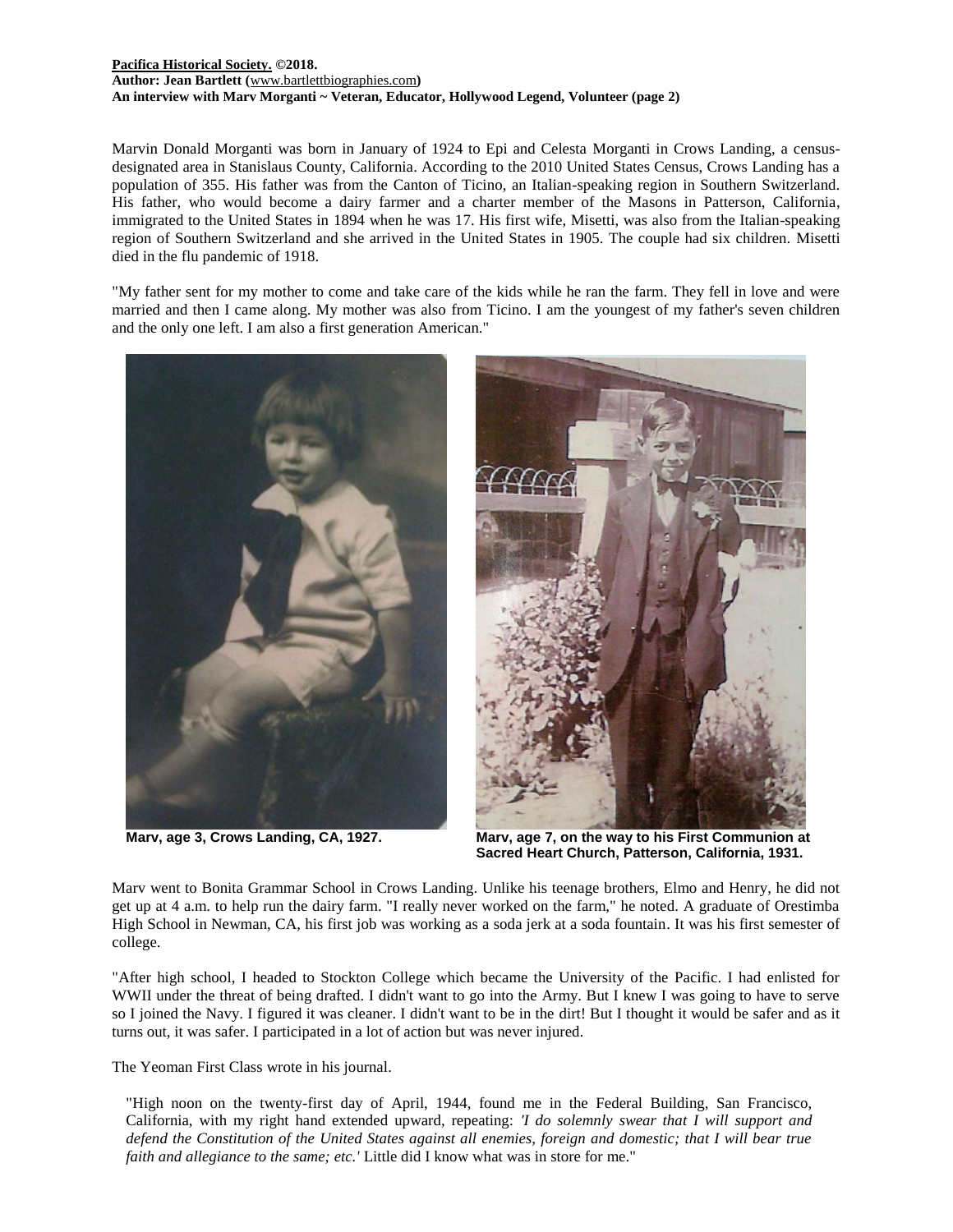Marvin Donald Morganti was born in January of 1924 to Epi and Celesta Morganti in Crows Landing, a census-designated area in Stanislaus County, California. According to the 2010 United States Census, Crows Landing has a population of 355. His father was from the Canton of Ticino, an Italian-speaking region in Southern Switzerland. His father, who would become a dairy farmer and a charter member of the Masons in Patterson, California, immigrated to the United States in 1894 when he was 17. His first wife, Misetti, was also from the Italian-speaking region of Southern Switzerland and she arrived in the United States in 1905. The couple had six children. Misetti died in the flu pandemic of 1918.

"My father sent for my mother to come and take care of the kids while he ran the farm. They fell in love and were married and then I came along. My mother was also from Ticino. I am the youngest of my father's seven children and the only one left. I am also a first generation American."

**Marv, age 3, Crows Landing, CA, 1927.**

**Marv, age 7, on the way to his First Communion at Sacred Heart Church, Patterson, California, 1931.**

Marv went to Bonita Grammar School in Crows Landing. Unlike his teenage brothers, Elmo and Henry, he did not get up at 4 a.m. to help run the dairy farm. "I really never worked on the farm," he noted. A graduate of Orestimba High School in Newman, CA, his first job was working as a soda jerk at a soda fountain. It was his first semester of college.

"After high school, I headed to Stockton College which became the University of the Pacific. I had enlisted for WWII under the threat of being drafted. I didn't want to go into the Army. But I knew I was going to have to serve so I joined the Navy. I figured it was cleaner. I didn't want to be in the dirt! But I thought it would be safer and as it turns out, it was safer. I participated in a lot of action but was never injured.

The Yeoman First Class wrote in his journal.

> "High noon on the twenty-first day of April, 1944, found me in the Federal Building, San Francisco, California, with my right hand extended upward, repeating: *'I do solemnly swear that I will support and defend the Constitution of the United States against all enemies, foreign and domestic; that I will bear true faith and allegiance to the same; etc.'* Little did I know what was in store for me."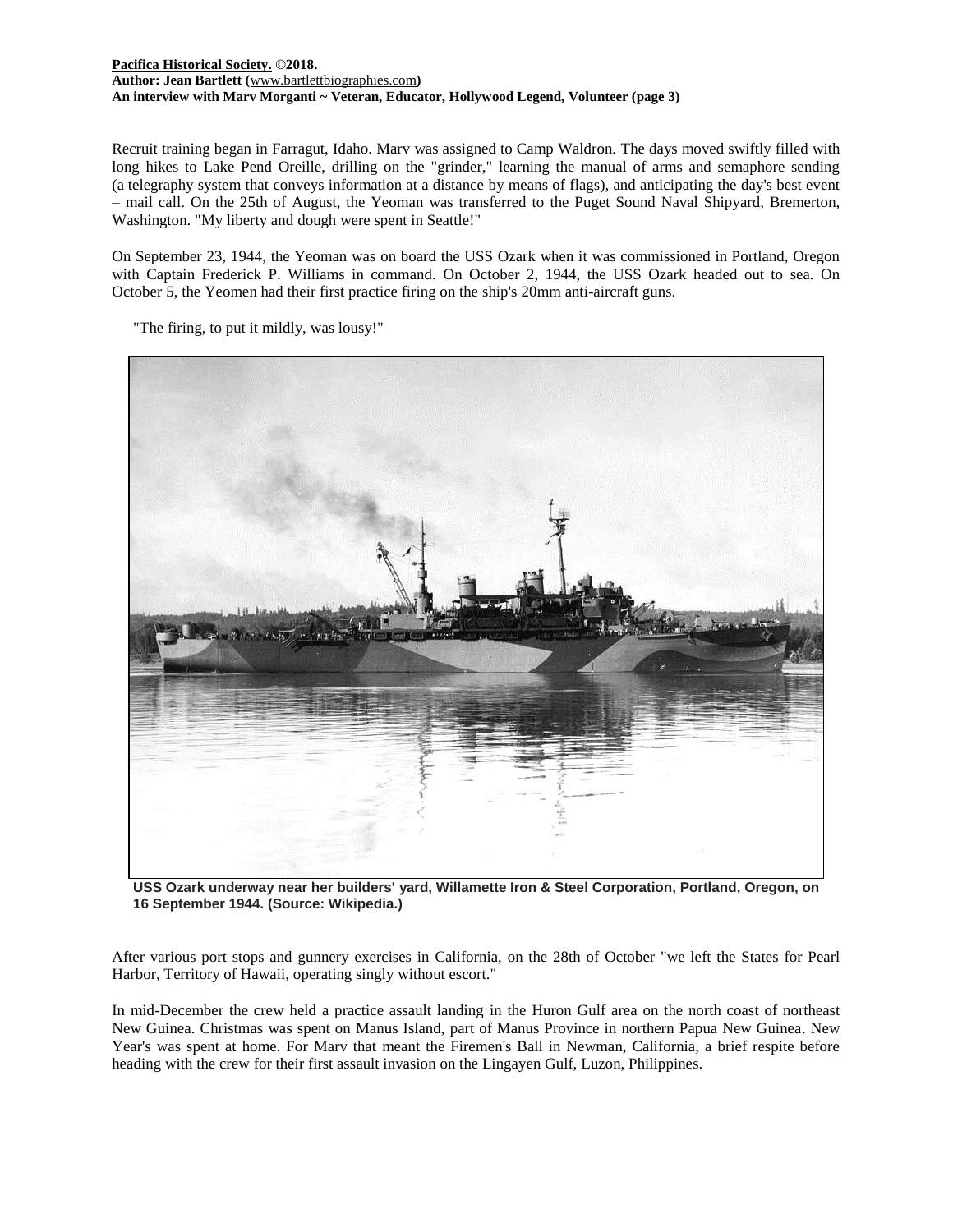Recruit training began in Farragut, Idaho. Marv was assigned to Camp Waldron. The days moved swiftly filled with long hikes to Lake Pend Oreille, drilling on the "grinder," learning the manual of arms and semaphore sending (a telegraphy system that conveys information at a distance by means of flags), and anticipating the day's best event – mail call. On the 25th of August, the Yeoman was transferred to the Puget Sound Naval Shipyard, Bremerton, Washington. "My liberty and dough were spent in Seattle!"

On September 23, 1944, the Yeoman was on board the USS Ozark when it was commissioned in Portland, Oregon with Captain Frederick P. Williams in command. On October 2, 1944, the USS Ozark headed out to sea. On October 5, the Yeomen had their first practice firing on the ship's 20mm anti-aircraft guns.

"The firing, to put it mildly, was lousy!"

**USS Ozark underway near her builders' yard, Willamette Iron & Steel Corporation, Portland, Oregon, on 16 September 1944. (Source: Wikipedia.)**

After various port stops and gunnery exercises in California, on the 28th of October "we left the States for Pearl Harbor, Territory of Hawaii, operating singly without escort."

In mid-December the crew held a practice assault landing in the Huron Gulf area on the north coast of northeast New Guinea. Christmas was spent on Manus Island, part of Manus Province in northern Papua New Guinea. New Year's was spent at home. For Marv that meant the Firemen's Ball in Newman, California, a brief respite before heading with the crew for their first assault invasion on the Lingayen Gulf, Luzon, Philippines.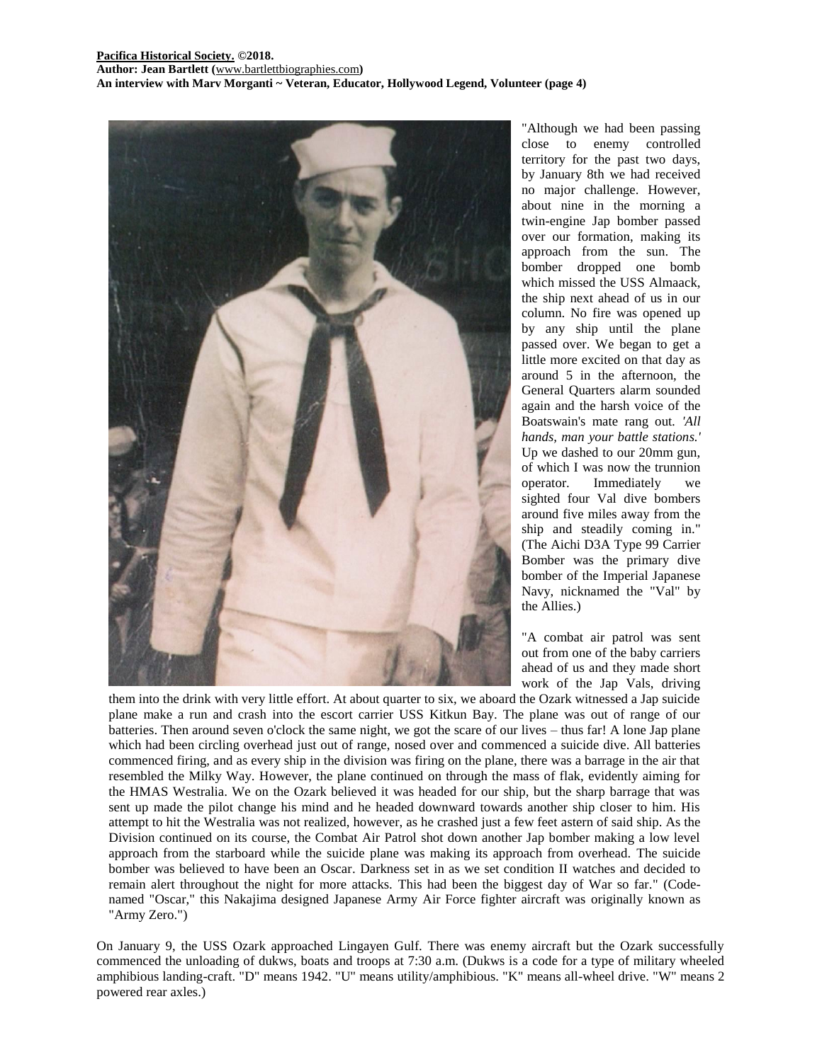"Although we had been passing close to enemy controlled territory for the past two days, by January 8th we had received no major challenge. However, about nine in the morning a twin-engine Jap bomber passed over our formation, making its approach from the sun. The bomber dropped one bomb which missed the USS Almaack, the ship next ahead of us in our column. No fire was opened up by any ship until the plane passed over. We began to get a little more excited on that day as around 5 in the afternoon, the General Quarters alarm sounded again and the harsh voice of the Boatswain's mate rang out. *'All hands, man your battle stations.'* Up we dashed to our 20mm gun, of which I was now the trunnion operator. Immediately we sighted four Val dive bombers around five miles away from the ship and steadily coming in." (The Aichi D3A Type 99 Carrier Bomber was the primary dive bomber of the Imperial Japanese Navy, nicknamed the "Val" by the Allies.)

"A combat air patrol was sent out from one of the baby carriers ahead of us and they made short work of the Jap Vals, driving them into the drink with very little effort. At about quarter to six, we aboard the Ozark witnessed a Jap suicide plane make a run and crash into the escort carrier USS Kitkun Bay. The plane was out of range of our batteries. Then around seven o'clock the same night, we got the scare of our lives – thus far! A lone Jap plane which had been circling overhead just out of range, nosed over and commenced a suicide dive. All batteries commenced firing, and as every ship in the division was firing on the plane, there was a barrage in the air that resembled the Milky Way. However, the plane continued on through the mass of flak, evidently aiming for the HMAS Westralia. We on the Ozark believed it was headed for our ship, but the sharp barrage that was sent up made the pilot change his mind and he headed downward towards another ship closer to him. His attempt to hit the Westralia was not realized, however, as he crashed just a few feet astern of said ship. As the Division continued on its course, the Combat Air Patrol shot down another Jap bomber making a low level approach from the starboard while the suicide plane was making its approach from overhead. The suicide bomber was believed to have been an Oscar. Darkness set in as we set condition II watches and decided to remain alert throughout the night for more attacks. This had been the biggest day of War so far." (Code-named "Oscar," this Nakajima designed Japanese Army Air Force fighter aircraft was originally known as "Army Zero.")

On January 9, the USS Ozark approached Lingayen Gulf. There was enemy aircraft but the Ozark successfully commenced the unloading of dukws, boats and troops at 7:30 a.m. (Dukws is a code for a type of military wheeled amphibious landing-craft. "D" means 1942. "U" means utility/amphibious. "K" means all-wheel drive. "W" means 2 powered rear axles.)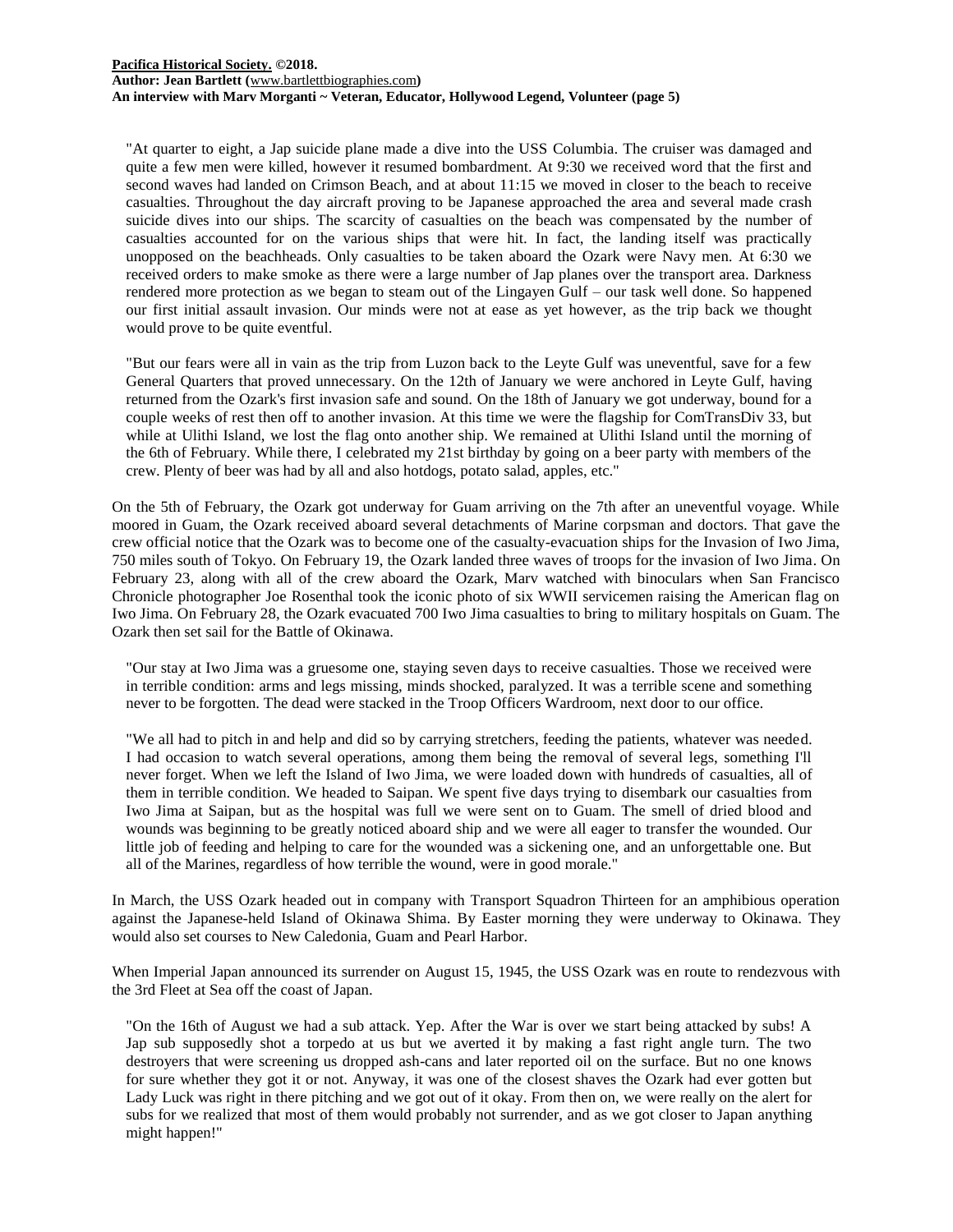"At quarter to eight, a Jap suicide plane made a dive into the USS Columbia. The cruiser was damaged and quite a few men were killed, however it resumed bombardment. At 9:30 we received word that the first and second waves had landed on Crimson Beach, and at about 11:15 we moved in closer to the beach to receive casualties. Throughout the day aircraft proving to be Japanese approached the area and several made crash suicide dives into our ships. The scarcity of casualties on the beach was compensated by the number of casualties accounted for on the various ships that were hit. In fact, the landing itself was practically unopposed on the beachheads. Only casualties to be taken aboard the Ozark were Navy men. At 6:30 we received orders to make smoke as there were a large number of Jap planes over the transport area. Darkness rendered more protection as we began to steam out of the Lingayen Gulf – our task well done. So happened our first initial assault invasion. Our minds were not at ease as yet however, as the trip back we thought would prove to be quite eventful.

"But our fears were all in vain as the trip from Luzon back to the Leyte Gulf was uneventful, save for a few General Quarters that proved unnecessary. On the 12th of January we were anchored in Leyte Gulf, having returned from the Ozark's first invasion safe and sound. On the 18th of January we got underway, bound for a couple weeks of rest then off to another invasion. At this time we were the flagship for ComTransDiv 33, but while at Ulithi Island, we lost the flag onto another ship. We remained at Ulithi Island until the morning of the 6th of February. While there, I celebrated my 21st birthday by going on a beer party with members of the crew. Plenty of beer was had by all and also hotdogs, potato salad, apples, etc."

On the 5th of February, the Ozark got underway for Guam arriving on the 7th after an uneventful voyage. While moored in Guam, the Ozark received aboard several detachments of Marine corpsman and doctors. That gave the crew official notice that the Ozark was to become one of the casualty-evacuation ships for the Invasion of Iwo Jima, 750 miles south of Tokyo. On February 19, the Ozark landed three waves of troops for the invasion of Iwo Jima. On February 23, along with all of the crew aboard the Ozark, Marv watched with binoculars when San Francisco Chronicle photographer Joe Rosenthal took the iconic photo of six WWII servicemen raising the American flag on Iwo Jima. On February 28, the Ozark evacuated 700 Iwo Jima casualties to bring to military hospitals on Guam. The Ozark then set sail for the Battle of Okinawa.

"Our stay at Iwo Jima was a gruesome one, staying seven days to receive casualties. Those we received were in terrible condition: arms and legs missing, minds shocked, paralyzed. It was a terrible scene and something never to be forgotten. The dead were stacked in the Troop Officers Wardroom, next door to our office.

"We all had to pitch in and help and did so by carrying stretchers, feeding the patients, whatever was needed. I had occasion to watch several operations, among them being the removal of several legs, something I'll never forget. When we left the Island of Iwo Jima, we were loaded down with hundreds of casualties, all of them in terrible condition. We headed to Saipan. We spent five days trying to disembark our casualties from Iwo Jima at Saipan, but as the hospital was full we were sent on to Guam. The smell of dried blood and wounds was beginning to be greatly noticed aboard ship and we were all eager to transfer the wounded. Our little job of feeding and helping to care for the wounded was a sickening one, and an unforgettable one. But all of the Marines, regardless of how terrible the wound, were in good morale."

In March, the USS Ozark headed out in company with Transport Squadron Thirteen for an amphibious operation against the Japanese-held Island of Okinawa Shima. By Easter morning they were underway to Okinawa. They would also set courses to New Caledonia, Guam and Pearl Harbor.

When Imperial Japan announced its surrender on August 15, 1945, the USS Ozark was en route to rendezvous with the 3rd Fleet at Sea off the coast of Japan.

"On the 16th of August we had a sub attack. Yep. After the War is over we start being attacked by subs! A Jap sub supposedly shot a torpedo at us but we averted it by making a fast right angle turn. The two destroyers that were screening us dropped ash-cans and later reported oil on the surface. But no one knows for sure whether they got it or not. Anyway, it was one of the closest shaves the Ozark had ever gotten but Lady Luck was right in there pitching and we got out of it okay. From then on, we were really on the alert for subs for we realized that most of them would probably not surrender, and as we got closer to Japan anything might happen!"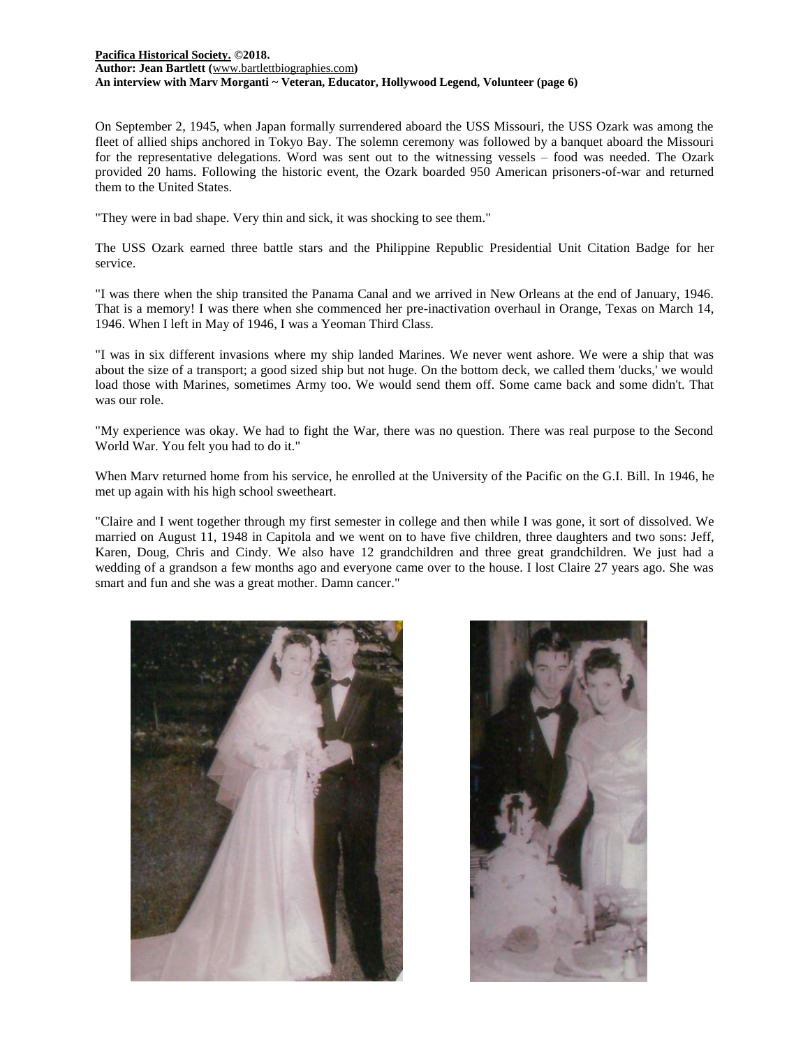On September 2, 1945, when Japan formally surrendered aboard the USS Missouri, the USS Ozark was among the fleet of allied ships anchored in Tokyo Bay. The solemn ceremony was followed by a banquet aboard the Missouri for the representative delegations. Word was sent out to the witnessing vessels – food was needed. The Ozark provided 20 hams. Following the historic event, the Ozark boarded 950 American prisoners-of-war and returned them to the United States.

"They were in bad shape. Very thin and sick, it was shocking to see them."

The USS Ozark earned three battle stars and the Philippine Republic Presidential Unit Citation Badge for her service.

"I was there when the ship transited the Panama Canal and we arrived in New Orleans at the end of January, 1946. That is a memory! I was there when she commenced her pre-inactivation overhaul in Orange, Texas on March 14, 1946. When I left in May of 1946, I was a Yeoman Third Class.

"I was in six different invasions where my ship landed Marines. We never went ashore. We were a ship that was about the size of a transport; a good sized ship but not huge. On the bottom deck, we called them 'ducks,' we would load those with Marines, sometimes Army too. We would send them off. Some came back and some didn't. That was our role.

"My experience was okay. We had to fight the War, there was no question. There was real purpose to the Second World War. You felt you had to do it."

When Marv returned home from his service, he enrolled at the University of the Pacific on the G.I. Bill. In 1946, he met up again with his high school sweetheart.

"Claire and I went together through my first semester in college and then while I was gone, it sort of dissolved. We married on August 11, 1948 in Capitola and we went on to have five children, three daughters and two sons: Jeff, Karen, Doug, Chris and Cindy. We also have 12 grandchildren and three great grandchildren. We just had a wedding of a grandson a few months ago and everyone came over to the house. I lost Claire 27 years ago. She was smart and fun and she was a great mother. Damn cancer."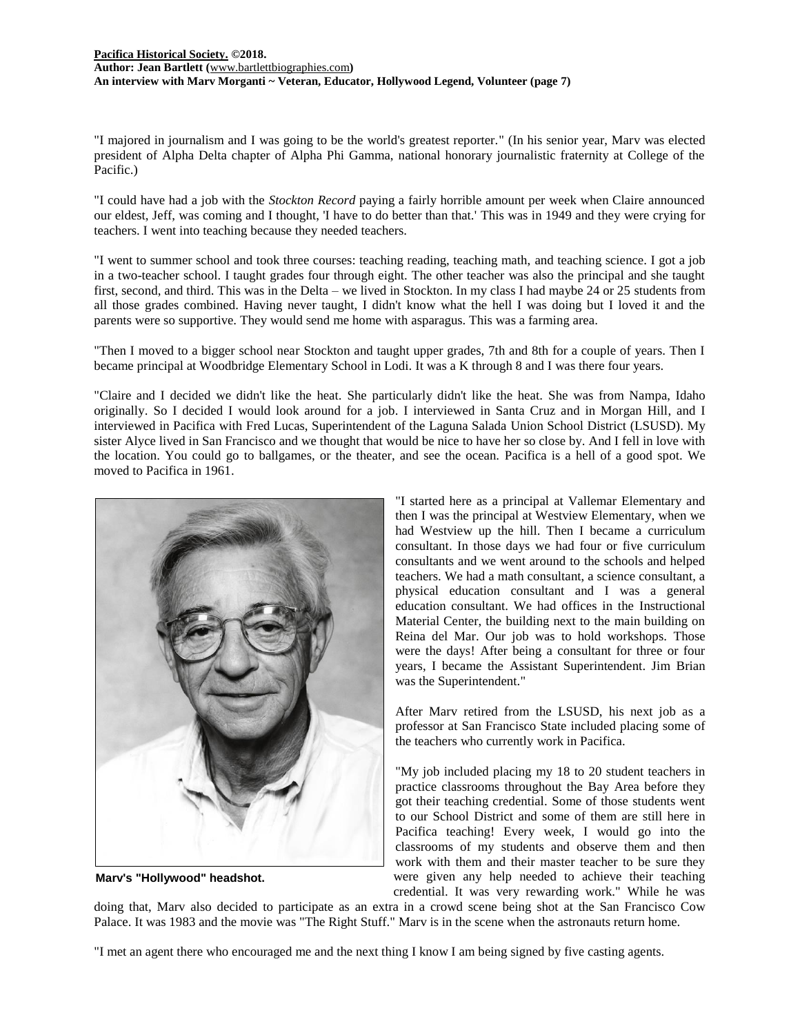"I majored in journalism and I was going to be the world's greatest reporter." (In his senior year, Marv was elected president of Alpha Delta chapter of Alpha Phi Gamma, national honorary journalistic fraternity at College of the Pacific.)

"I could have had a job with the *Stockton Record* paying a fairly horrible amount per week when Claire announced our eldest, Jeff, was coming and I thought, 'I have to do better than that.' This was in 1949 and they were crying for teachers. I went into teaching because they needed teachers.

"I went to summer school and took three courses: teaching reading, teaching math, and teaching science. I got a job in a two-teacher school. I taught grades four through eight. The other teacher was also the principal and she taught first, second, and third. This was in the Delta – we lived in Stockton. In my class I had maybe 24 or 25 students from all those grades combined. Having never taught, I didn't know what the hell I was doing but I loved it and the parents were so supportive. They would send me home with asparagus. This was a farming area.

"Then I moved to a bigger school near Stockton and taught upper grades, 7th and 8th for a couple of years. Then I became principal at Woodbridge Elementary School in Lodi. It was a K through 8 and I was there four years.

"Claire and I decided we didn't like the heat. She particularly didn't like the heat. She was from Nampa, Idaho originally. So I decided I would look around for a job. I interviewed in Santa Cruz and in Morgan Hill, and I interviewed in Pacifica with Fred Lucas, Superintendent of the Laguna Salada Union School District (LSUSD). My sister Alyce lived in San Francisco and we thought that would be nice to have her so close by. And I fell in love with the location. You could go to ballgames, or the theater, and see the ocean. Pacifica is a hell of a good spot. We moved to Pacifica in 1961.

"I started here as a principal at Vallemar Elementary and then I was the principal at Westview Elementary, when we had Westview up the hill. Then I became a curriculum consultant. In those days we had four or five curriculum consultants and we went around to the schools and helped teachers. We had a math consultant, a science consultant, a physical education consultant and I was a general education consultant. We had offices in the Instructional Material Center, the building next to the main building on Reina del Mar. Our job was to hold workshops. Those were the days! After being a consultant for three or four years, I became the Assistant Superintendent. Jim Brian was the Superintendent."

**Marv's "Hollywood" headshot.**

After Marv retired from the LSUSD, his next job as a professor at San Francisco State included placing some of the teachers who currently work in Pacifica.

"My job included placing my 18 to 20 student teachers in practice classrooms throughout the Bay Area before they got their teaching credential. Some of those students went to our School District and some of them are still here in Pacifica teaching! Every week, I would go into the classrooms of my students and observe them and then work with them and their master teacher to be sure they were given any help needed to achieve their teaching credential. It was very rewarding work." While he was doing that, Marv also decided to participate as an extra in a crowd scene being shot at the San Francisco Cow Palace. It was 1983 and the movie was "The Right Stuff." Marv is in the scene when the astronauts return home.

"I met an agent there who encouraged me and the next thing I know I am being signed by five casting agents.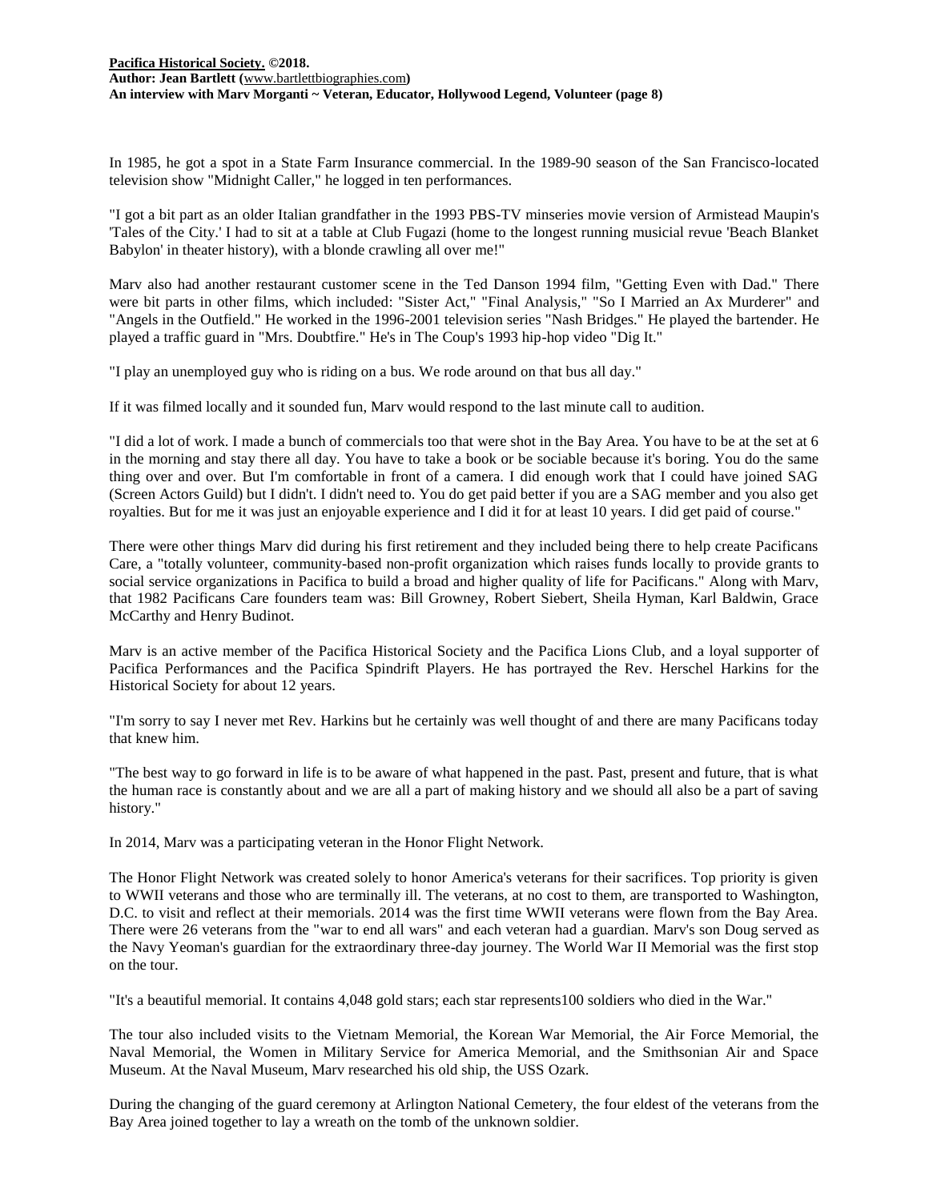In 1985, he got a spot in a State Farm Insurance commercial. In the 1989-90 season of the San Francisco-located television show "Midnight Caller," he logged in ten performances.

"I got a bit part as an older Italian grandfather in the 1993 PBS-TV minseries movie version of Armistead Maupin's 'Tales of the City.' I had to sit at a table at Club Fugazi (home to the longest running musicial revue 'Beach Blanket Babylon' in theater history), with a blonde crawling all over me!"

Marv also had another restaurant customer scene in the Ted Danson 1994 film, "Getting Even with Dad." There were bit parts in other films, which included: "Sister Act," "Final Analysis," "So I Married an Ax Murderer" and "Angels in the Outfield." He worked in the 1996-2001 television series "Nash Bridges." He played the bartender. He played a traffic guard in "Mrs. Doubtfire." He's in The Coup's 1993 hip-hop video "Dig It."

"I play an unemployed guy who is riding on a bus. We rode around on that bus all day."

If it was filmed locally and it sounded fun, Marv would respond to the last minute call to audition.

"I did a lot of work. I made a bunch of commercials too that were shot in the Bay Area. You have to be at the set at 6 in the morning and stay there all day. You have to take a book or be sociable because it's boring. You do the same thing over and over. But I'm comfortable in front of a camera. I did enough work that I could have joined SAG (Screen Actors Guild) but I didn't. I didn't need to. You do get paid better if you are a SAG member and you also get royalties. But for me it was just an enjoyable experience and I did it for at least 10 years. I did get paid of course."

There were other things Marv did during his first retirement and they included being there to help create Pacificans Care, a "totally volunteer, community-based non-profit organization which raises funds locally to provide grants to social service organizations in Pacifica to build a broad and higher quality of life for Pacificans." Along with Marv, that 1982 Pacificans Care founders team was: Bill Growney, Robert Siebert, Sheila Hyman, Karl Baldwin, Grace McCarthy and Henry Budinot.

Marv is an active member of the Pacifica Historical Society and the Pacifica Lions Club, and a loyal supporter of Pacifica Performances and the Pacifica Spindrift Players. He has portrayed the Rev. Herschel Harkins for the Historical Society for about 12 years.

"I'm sorry to say I never met Rev. Harkins but he certainly was well thought of and there are many Pacificans today that knew him.

"The best way to go forward in life is to be aware of what happened in the past. Past, present and future, that is what the human race is constantly about and we are all a part of making history and we should all also be a part of saving history."

In 2014, Marv was a participating veteran in the Honor Flight Network.

The Honor Flight Network was created solely to honor America's veterans for their sacrifices. Top priority is given to WWII veterans and those who are terminally ill. The veterans, at no cost to them, are transported to Washington, D.C. to visit and reflect at their memorials. 2014 was the first time WWII veterans were flown from the Bay Area. There were 26 veterans from the "war to end all wars" and each veteran had a guardian. Marv's son Doug served as the Navy Yeoman's guardian for the extraordinary three-day journey. The World War II Memorial was the first stop on the tour.

"It's a beautiful memorial. It contains 4,048 gold stars; each star represents100 soldiers who died in the War."

The tour also included visits to the Vietnam Memorial, the Korean War Memorial, the Air Force Memorial, the Naval Memorial, the Women in Military Service for America Memorial, and the Smithsonian Air and Space Museum. At the Naval Museum, Marv researched his old ship, the USS Ozark.

During the changing of the guard ceremony at Arlington National Cemetery, the four eldest of the veterans from the Bay Area joined together to lay a wreath on the tomb of the unknown soldier.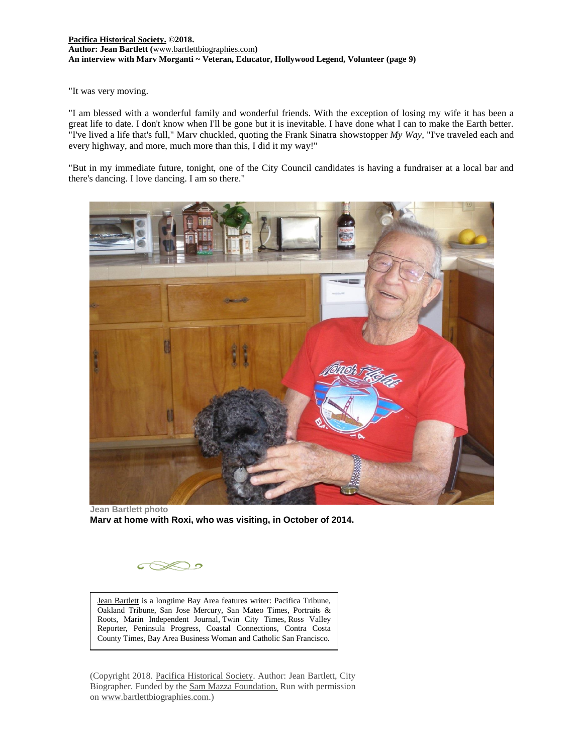"It was very moving.

"I am blessed with a wonderful family and wonderful friends. With the exception of losing my wife it has been a great life to date. I don't know when I'll be gone but it is inevitable. I have done what I can to make the Earth better. "I've lived a life that's full," Marv chuckled, quoting the Frank Sinatra showstopper *My Way*, "I've traveled each and every highway, and more, much more than this, I did it my way!"

"But in my immediate future, tonight, one of the City Council candidates is having a fundraiser at a local bar and there's dancing. I love dancing. I am so there."

Jean Bartlett photo

**Marv at home with Roxi, who was visiting, in October of 2014.**

Jean Bartlett is a longtime Bay Area features writer: Pacifica Tribune, Oakland Tribune, San Jose Mercury, San Mateo Times, Portraits & Roots, Marin Independent Journal, Twin City Times, Ross Valley Reporter, Peninsula Progress, Coastal Connections, Contra Costa County Times, Bay Area Business Woman and Catholic San Francisco.

(Copyright 2018. Pacifica Historical Society. Author: Jean Bartlett, City Biographer. Funded by the Sam Mazza Foundation. Run with permission on www.bartlettbiographies.com.)